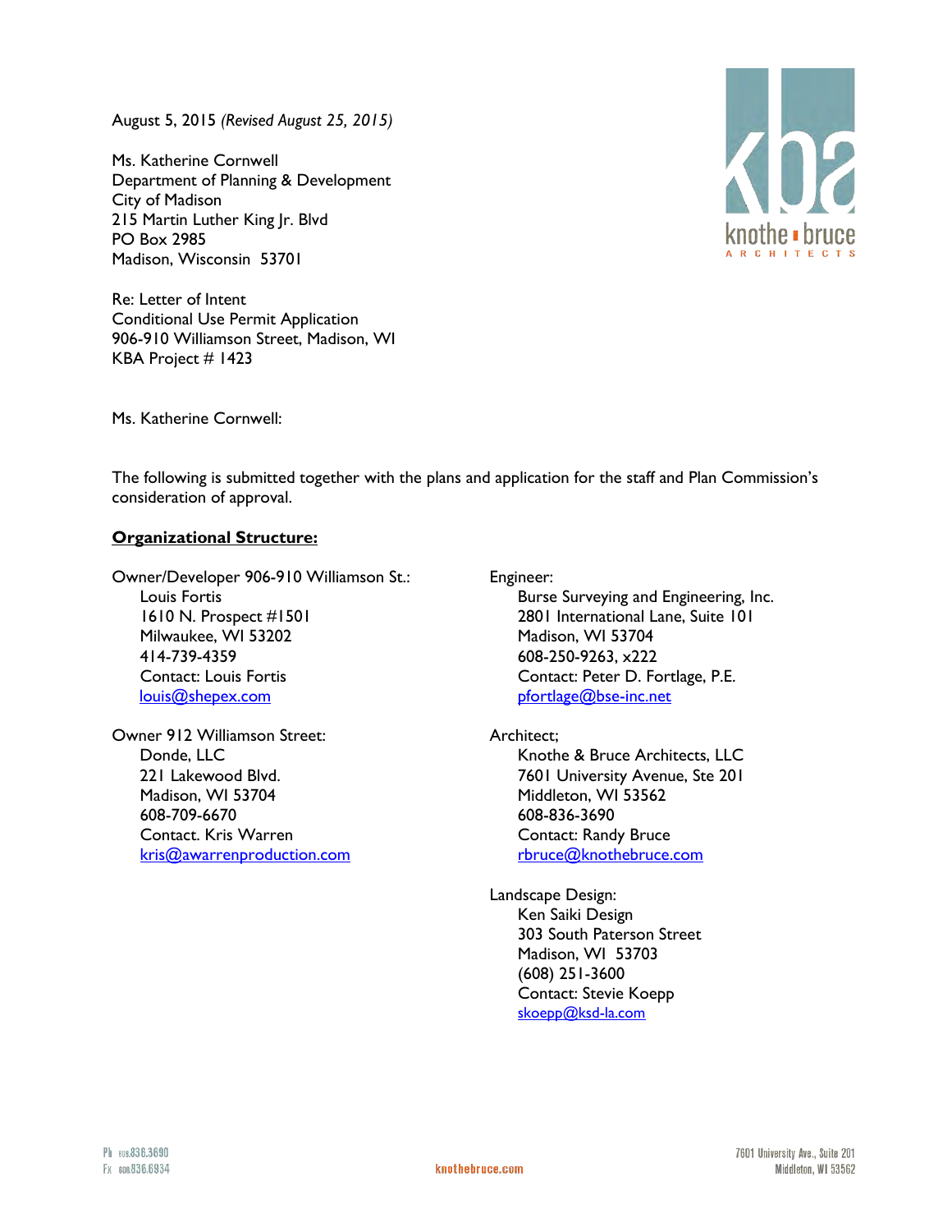August 5, 2015 *(Revised August 25, 2015)*

Ms. Katherine Cornwell
Department of Planning & Development
City of Madison
215 Martin Luther King Jr. Blvd
PO Box 2985
Madison, Wisconsin 53701

Re: Letter of Intent
Conditional Use Permit Application
906-910 Williamson Street, Madison, WI
KBA Project # 1423

Ms. Katherine Cornwell:

The following is submitted together with the plans and application for the staff and Plan Commission's consideration of approval.

**Organizational Structure:**

Owner/Developer 906-910 Williamson St.:
Louis Fortis
1610 N. Prospect #1501
Milwaukee, WI 53202
414-739-4359
Contact: Louis Fortis
louis@shepex.com

Owner 912 Williamson Street:
Donde, LLC
221 Lakewood Blvd.
Madison, WI 53704
608-709-6670
Contact. Kris Warren
kris@awarrenproduction.com

Engineer:
Burse Surveying and Engineering, Inc.
2801 International Lane, Suite 101
Madison, WI 53704
608-250-9263, x222
Contact: Peter D. Fortlage, P.E.
pfortlage@bse-inc.net

Architect;
Knothe & Bruce Architects, LLC
7601 University Avenue, Ste 201
Middleton, WI 53562
608-836-3690
Contact: Randy Bruce
rbruce@knothebruce.com

Landscape Design:
Ken Saiki Design
303 South Paterson Street
Madison, WI 53703
(608) 251-3600
Contact: Stevie Koepp
skoepp@ksd-la.com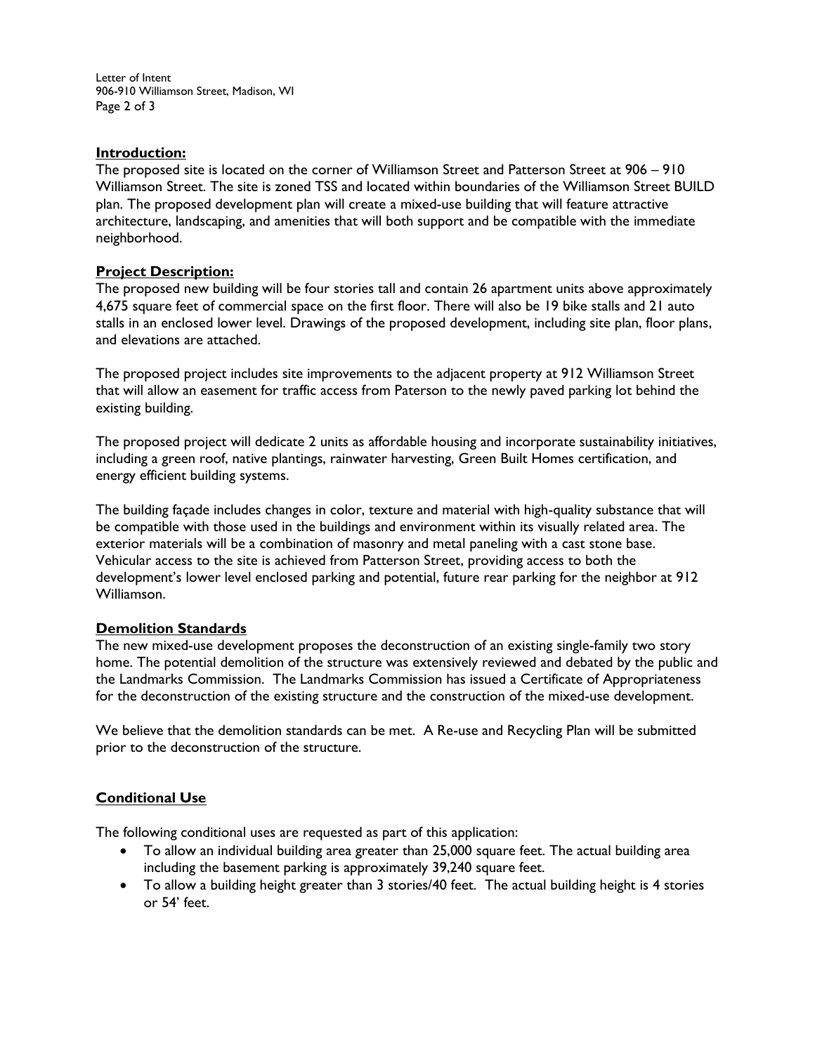## Introduction:

The proposed site is located on the corner of Williamson Street and Patterson Street at 906 – 910 Williamson Street. The site is zoned TSS and located within boundaries of the Williamson Street BUILD plan. The proposed development plan will create a mixed-use building that will feature attractive architecture, landscaping, and amenities that will both support and be compatible with the immediate neighborhood.

## Project Description:

The proposed new building will be four stories tall and contain 26 apartment units above approximately 4,675 square feet of commercial space on the first floor. There will also be 19 bike stalls and 21 auto stalls in an enclosed lower level. Drawings of the proposed development, including site plan, floor plans, and elevations are attached.

The proposed project includes site improvements to the adjacent property at 912 Williamson Street that will allow an easement for traffic access from Paterson to the newly paved parking lot behind the existing building.

The proposed project will dedicate 2 units as affordable housing and incorporate sustainability initiatives, including a green roof, native plantings, rainwater harvesting, Green Built Homes certification, and energy efficient building systems.

The building façade includes changes in color, texture and material with high-quality substance that will be compatible with those used in the buildings and environment within its visually related area. The exterior materials will be a combination of masonry and metal paneling with a cast stone base. Vehicular access to the site is achieved from Patterson Street, providing access to both the development's lower level enclosed parking and potential, future rear parking for the neighbor at 912 Williamson.

## Demolition Standards

The new mixed-use development proposes the deconstruction of an existing single-family two story home. The potential demolition of the structure was extensively reviewed and debated by the public and the Landmarks Commission. The Landmarks Commission has issued a Certificate of Appropriateness for the deconstruction of the existing structure and the construction of the mixed-use development.

We believe that the demolition standards can be met. A Re-use and Recycling Plan will be submitted prior to the deconstruction of the structure.

## Conditional Use

The following conditional uses are requested as part of this application:

- To allow an individual building area greater than 25,000 square feet. The actual building area including the basement parking is approximately 39,240 square feet.
- To allow a building height greater than 3 stories/40 feet. The actual building height is 4 stories or 54' feet.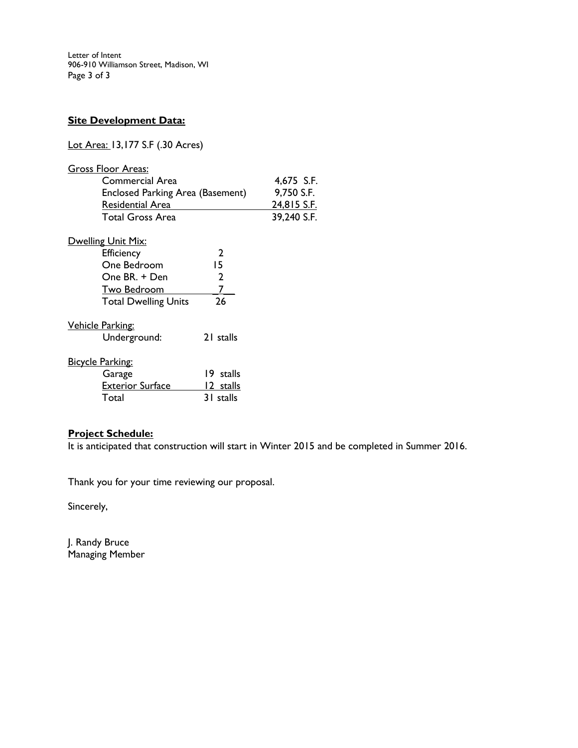## Site Development Data:

Lot Area: 13,177 S.F (.30 Acres)

Gross Floor Areas:

| | |
|---|---|
| Commercial Area | 4,675 S.F. |
| Enclosed Parking Area (Basement) | 9,750 S.F. |
| Residential Area | 24,815 S.F. |
| Total Gross Area | 39,240 S.F. |

Dwelling Unit Mix:

| | |
|---|---|
| Efficiency | 2 |
| One Bedroom | 15 |
| One BR. + Den | 2 |
| Two Bedroom | 7 |
| Total Dwelling Units | 26 |

Vehicle Parking:

| | |
|---|---|
| Underground: | 21 stalls |

Bicycle Parking:

| | |
|---|---|
| Garage | 19 stalls |
| Exterior Surface | 12 stalls |
| Total | 31 stalls |

## Project Schedule:

It is anticipated that construction will start in Winter 2015 and be completed in Summer 2016.

Thank you for your time reviewing our proposal.

Sincerely,

J. Randy Bruce
Managing Member